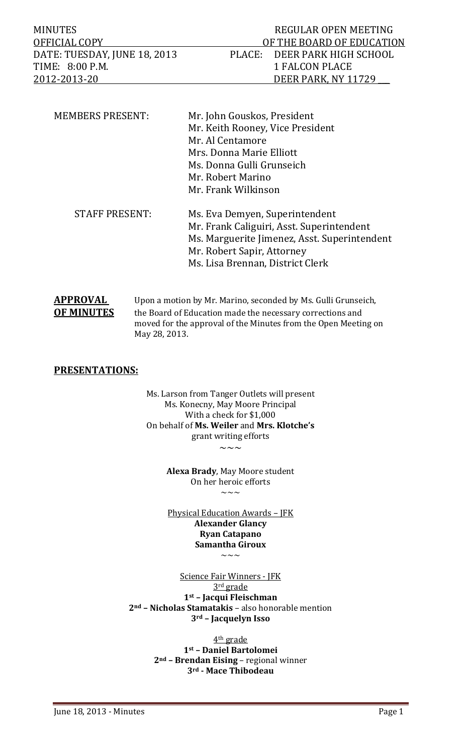MINUTES | REGULAR OPEN MEETING
OFFICIAL COPY | OF THE BOARD OF EDUCATION
DATE: TUESDAY, JUNE 18, 2013 | PLACE: DEER PARK HIGH SCHOOL
TIME: 8:00 P.M. | 1 FALCON PLACE
2012-2013-20 | DEER PARK, NY 11729

MEMBERS PRESENT:
- Mr. John Gouskos, President
- Mr. Keith Rooney, Vice President
- Mr. Al Centamore
- Mrs. Donna Marie Elliott
- Ms. Donna Gulli Grunseich
- Mr. Robert Marino
- Mr. Frank Wilkinson

STAFF PRESENT:
- Ms. Eva Demyen, Superintendent
- Mr. Frank Caliguiri, Asst. Superintendent
- Ms. Marguerite Jimenez, Asst. Superintendent
- Mr. Robert Sapir, Attorney
- Ms. Lisa Brennan, District Clerk

**APPROVAL OF MINUTES** Upon a motion by Mr. Marino, seconded by Ms. Gulli Grunseich, the Board of Education made the necessary corrections and moved for the approval of the Minutes from the Open Meeting on May 28, 2013.

## PRESENTATIONS:

Ms. Larson from Tanger Outlets will present
Ms. Konecny, May Moore Principal
With a check for $1,000
On behalf of **Ms. Weiler** and **Mrs. Klotche's**
grant writing efforts

~~~

**Alexa Brady**, May Moore student
On her heroic efforts

~~~

Physical Education Awards – JFK
**Alexander Glancy**
**Ryan Catapano**
**Samantha Giroux**

~~~

Science Fair Winners - JFK
3rd grade
**1st – Jacqui Fleischman**
**2nd – Nicholas Stamatakis** – also honorable mention
**3rd – Jacquelyn Isso**

4th grade
**1st – Daniel Bartolomei**
**2nd – Brendan Eising** – regional winner
**3rd - Mace Thibodeau**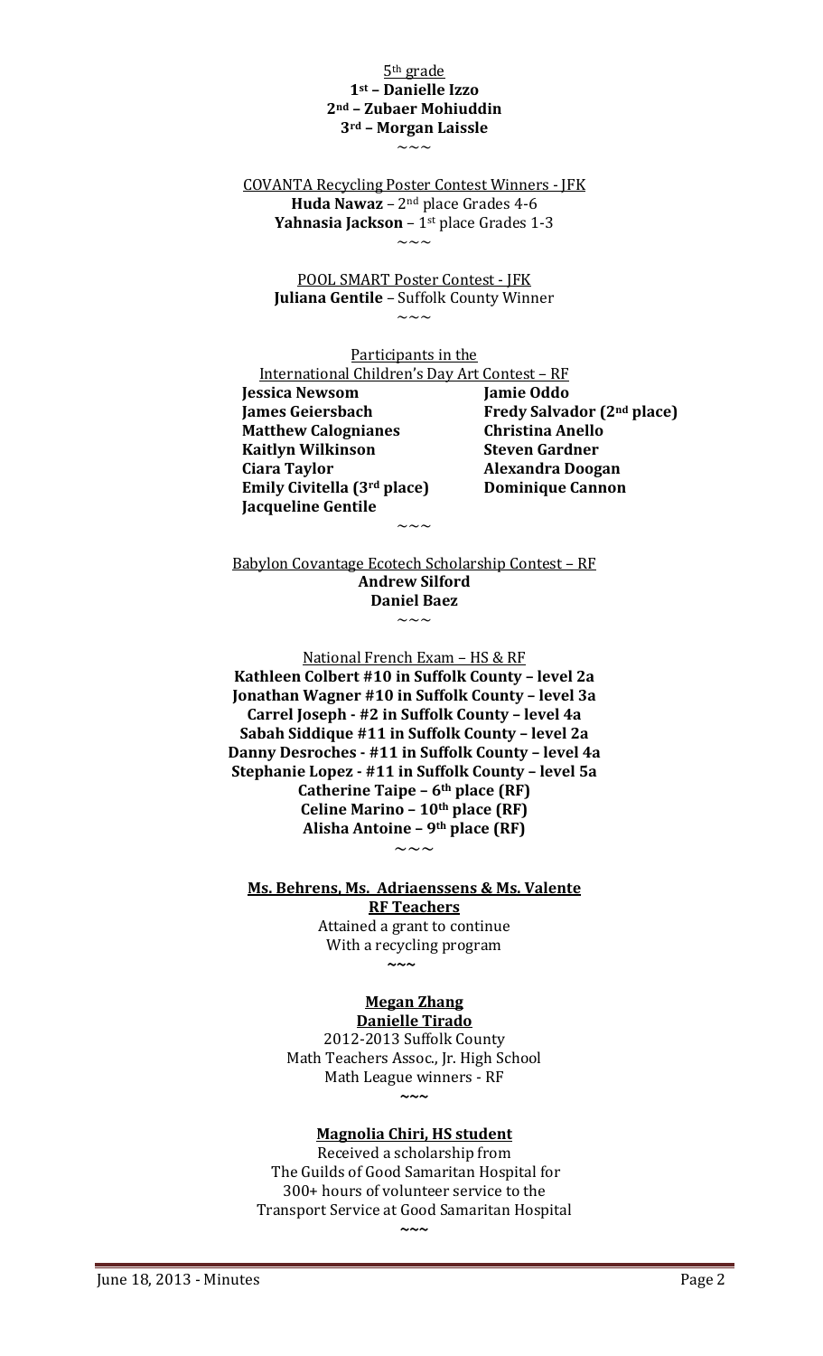5th grade

**1st – Danielle Izzo**
**2nd – Zubaer Mohiuddin**
**3rd – Morgan Laissle**

~~~

COVANTA Recycling Poster Contest Winners - JFK

**Huda Nawaz** – 2nd place Grades 4-6
**Yahnasia Jackson** – 1st place Grades 1-3

~~~

POOL SMART Poster Contest - JFK

**Juliana Gentile** – Suffolk County Winner

~~~

Participants in the
International Children's Day Art Contest – RF

**Jessica Newsom**
**James Geiersbach**
**Matthew Calognianes**
**Kaitlyn Wilkinson**
**Ciara Taylor**
**Emily Civitella (3rd place)**
**Jacqueline Gentile**
**Jamie Oddo**
**Fredy Salvador (2nd place)**
**Christina Anello**
**Steven Gardner**
**Alexandra Doogan**
**Dominique Cannon**

~~~

Babylon Covantage Ecotech Scholarship Contest – RF

**Andrew Silford**
**Daniel Baez**

~~~

National French Exam – HS & RF

**Kathleen Colbert #10 in Suffolk County – level 2a**
**Jonathan Wagner #10 in Suffolk County – level 3a**
**Carrel Joseph - #2 in Suffolk County – level 4a**
**Sabah Siddique #11 in Suffolk County – level 2a**
**Danny Desroches - #11 in Suffolk County – level 4a**
**Stephanie Lopez - #11 in Suffolk County – level 5a**
**Catherine Taipe – 6th place (RF)**
**Celine Marino – 10th place (RF)**
**Alisha Antoine – 9th place (RF)**

~~~

**Ms. Behrens, Ms. Adriaenssens & Ms. Valente**
**RF Teachers**

Attained a grant to continue
With a recycling program

~~~

**Megan Zhang**
**Danielle Tirado**

2012-2013 Suffolk County
Math Teachers Assoc., Jr. High School
Math League winners - RF

~~~

**Magnolia Chiri, HS student**

Received a scholarship from
The Guilds of Good Samaritan Hospital for
300+ hours of volunteer service to the
Transport Service at Good Samaritan Hospital

~~~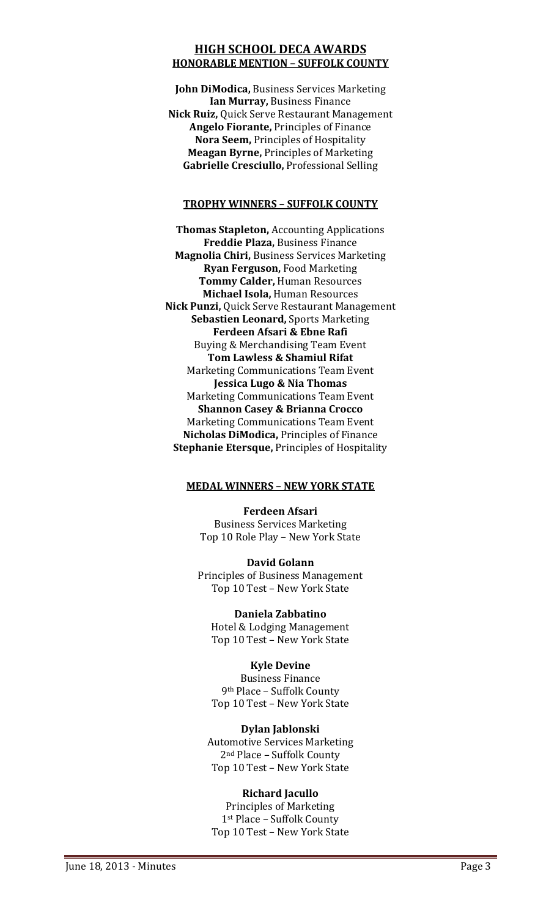## HIGH SCHOOL DECA AWARDS

### HONORABLE MENTION – SUFFOLK COUNTY

**John DiModica,** Business Services Marketing
**Ian Murray,** Business Finance
**Nick Ruiz,** Quick Serve Restaurant Management
**Angelo Fiorante,** Principles of Finance
**Nora Seem,** Principles of Hospitality
**Meagan Byrne,** Principles of Marketing
**Gabrielle Cresciullo,** Professional Selling

### TROPHY WINNERS – SUFFOLK COUNTY

**Thomas Stapleton,** Accounting Applications
**Freddie Plaza,** Business Finance
**Magnolia Chiri,** Business Services Marketing
**Ryan Ferguson,** Food Marketing
**Tommy Calder,** Human Resources
**Michael Isola,** Human Resources
**Nick Punzi,** Quick Serve Restaurant Management
**Sebastien Leonard,** Sports Marketing
**Ferdeen Afsari & Ebne Rafi**
Buying & Merchandising Team Event
**Tom Lawless & Shamiul Rifat**
Marketing Communications Team Event
**Jessica Lugo & Nia Thomas**
Marketing Communications Team Event
**Shannon Casey & Brianna Crocco**
Marketing Communications Team Event
**Nicholas DiModica,** Principles of Finance
**Stephanie Etersque,** Principles of Hospitality

### MEDAL WINNERS – NEW YORK STATE

**Ferdeen Afsari**
Business Services Marketing
Top 10 Role Play – New York State

**David Golann**
Principles of Business Management
Top 10 Test – New York State

**Daniela Zabbatino**
Hotel & Lodging Management
Top 10 Test – New York State

**Kyle Devine**
Business Finance
9th Place – Suffolk County
Top 10 Test – New York State

**Dylan Jablonski**
Automotive Services Marketing
2nd Place – Suffolk County
Top 10 Test – New York State

**Richard Jacullo**
Principles of Marketing
1st Place – Suffolk County
Top 10 Test – New York State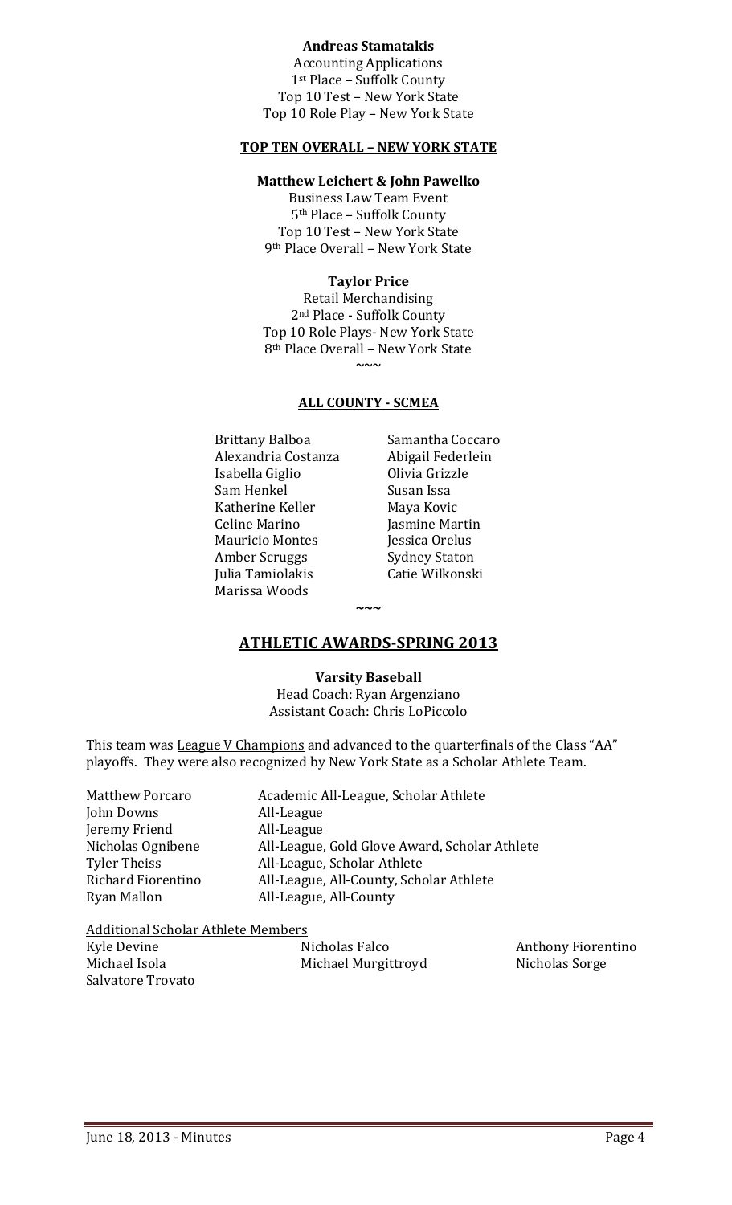**Andreas Stamatakis**
Accounting Applications
1st Place – Suffolk County
Top 10 Test – New York State
Top 10 Role Play – New York State

**TOP TEN OVERALL – NEW YORK STATE**

**Matthew Leichert & John Pawelko**
Business Law Team Event
5th Place – Suffolk County
Top 10 Test – New York State
9th Place Overall – New York State

**Taylor Price**
Retail Merchandising
2nd Place - Suffolk County
Top 10 Role Plays- New York State
8th Place Overall – New York State

~~~

**ALL COUNTY - SCMEA**

| | |
|---|---|
| Brittany Balboa | Samantha Coccaro |
| Alexandria Costanza | Abigail Federlein |
| Isabella Giglio | Olivia Grizzle |
| Sam Henkel | Susan Issa |
| Katherine Keller | Maya Kovic |
| Celine Marino | Jasmine Martin |
| Mauricio Montes | Jessica Orelus |
| Amber Scruggs | Sydney Staton |
| Julia Tamiolakis | Catie Wilkonski |
| Marissa Woods | |

~~~

## ATHLETIC AWARDS-SPRING 2013

**Varsity Baseball**
Head Coach: Ryan Argenziano
Assistant Coach: Chris LoPiccolo

This team was League V Champions and advanced to the quarterfinals of the Class "AA" playoffs. They were also recognized by New York State as a Scholar Athlete Team.

| | |
|---|---|
| Matthew Porcaro | Academic All-League, Scholar Athlete |
| John Downs | All-League |
| Jeremy Friend | All-League |
| Nicholas Ognibene | All-League, Gold Glove Award, Scholar Athlete |
| Tyler Theiss | All-League, Scholar Athlete |
| Richard Fiorentino | All-League, All-County, Scholar Athlete |
| Ryan Mallon | All-League, All-County |

Additional Scholar Athlete Members

| | | |
|---|---|---|
| Kyle Devine | Nicholas Falco | Anthony Fiorentino |
| Michael Isola | Michael Murgittroyd | Nicholas Sorge |
| Salvatore Trovato | | |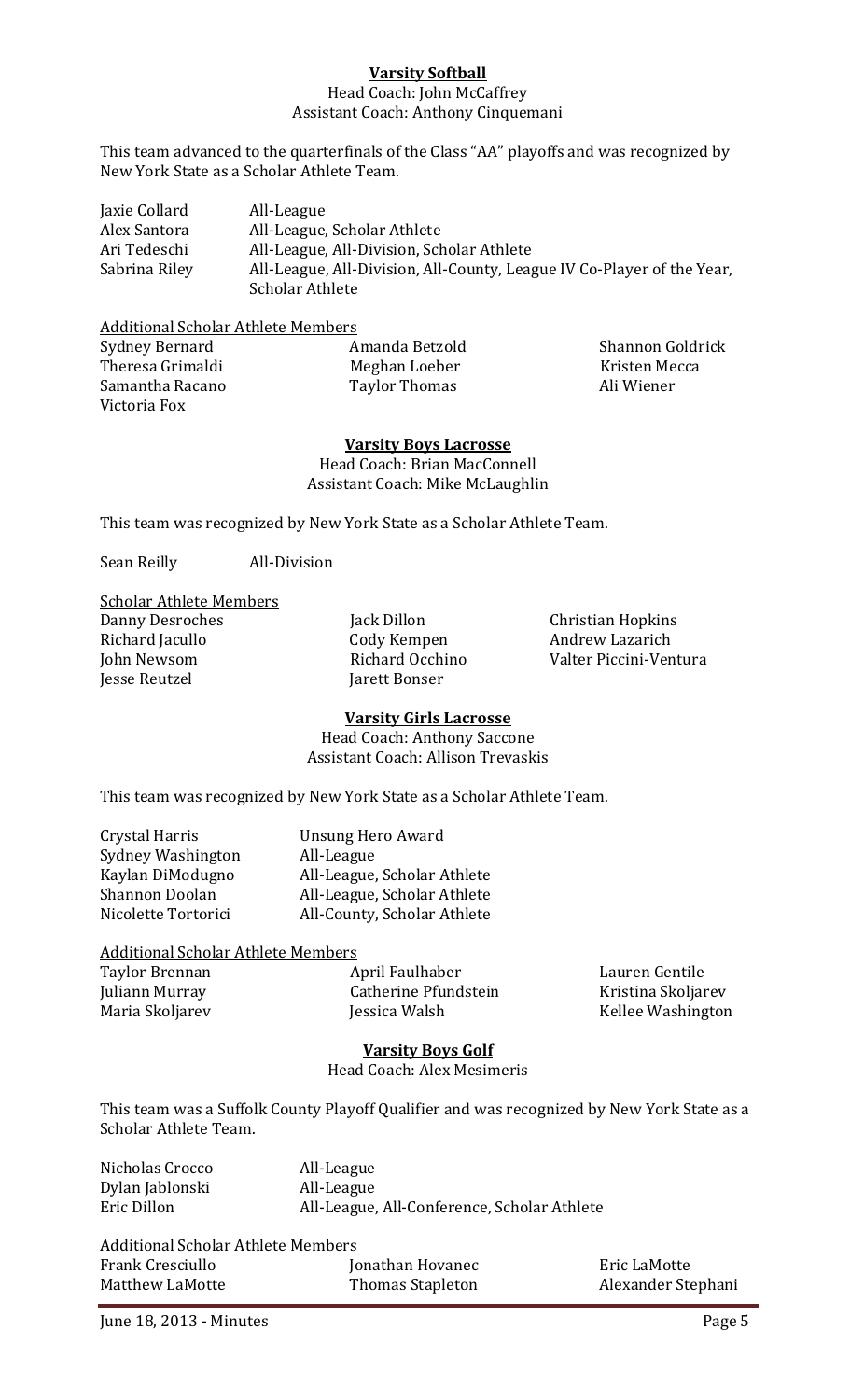**Varsity Softball**

Head Coach: John McCaffrey
Assistant Coach: Anthony Cinquemani

This team advanced to the quarterfinals of the Class "AA" playoffs and was recognized by New York State as a Scholar Athlete Team.

| | |
|---|---|
| Jaxie Collard | All-League |
| Alex Santora | All-League, Scholar Athlete |
| Ari Tedeschi | All-League, All-Division, Scholar Athlete |
| Sabrina Riley | All-League, All-Division, All-County, League IV Co-Player of the Year, Scholar Athlete |

Additional Scholar Athlete Members

| | | |
|---|---|---|
| Sydney Bernard | Amanda Betzold | Shannon Goldrick |
| Theresa Grimaldi | Meghan Loeber | Kristen Mecca |
| Samantha Racano | Taylor Thomas | Ali Wiener |
| Victoria Fox | | |

**Varsity Boys Lacrosse**

Head Coach: Brian MacConnell
Assistant Coach: Mike McLaughlin

This team was recognized by New York State as a Scholar Athlete Team.

Sean Reilly All-Division

Scholar Athlete Members

| | | |
|---|---|---|
| Danny Desroches | Jack Dillon | Christian Hopkins |
| Richard Jacullo | Cody Kempen | Andrew Lazarich |
| John Newsom | Richard Occhino | Valter Piccini-Ventura |
| Jesse Reutzel | Jarett Bonser | |

**Varsity Girls Lacrosse**

Head Coach: Anthony Saccone
Assistant Coach: Allison Trevaskis

This team was recognized by New York State as a Scholar Athlete Team.

| | |
|---|---|
| Crystal Harris | Unsung Hero Award |
| Sydney Washington | All-League |
| Kaylan DiModugno | All-League, Scholar Athlete |
| Shannon Doolan | All-League, Scholar Athlete |
| Nicolette Tortorici | All-County, Scholar Athlete |

Additional Scholar Athlete Members

| | | |
|---|---|---|
| Taylor Brennan | April Faulhaber | Lauren Gentile |
| Juliann Murray | Catherine Pfundstein | Kristina Skoljarev |
| Maria Skoljarev | Jessica Walsh | Kellee Washington |

**Varsity Boys Golf**

Head Coach: Alex Mesimeris

This team was a Suffolk County Playoff Qualifier and was recognized by New York State as a Scholar Athlete Team.

| | |
|---|---|
| Nicholas Crocco | All-League |
| Dylan Jablonski | All-League |
| Eric Dillon | All-League, All-Conference, Scholar Athlete |

Additional Scholar Athlete Members

| | | |
|---|---|---|
| Frank Cresciullo | Jonathan Hovanec | Eric LaMotte |
| Matthew LaMotte | Thomas Stapleton | Alexander Stephani |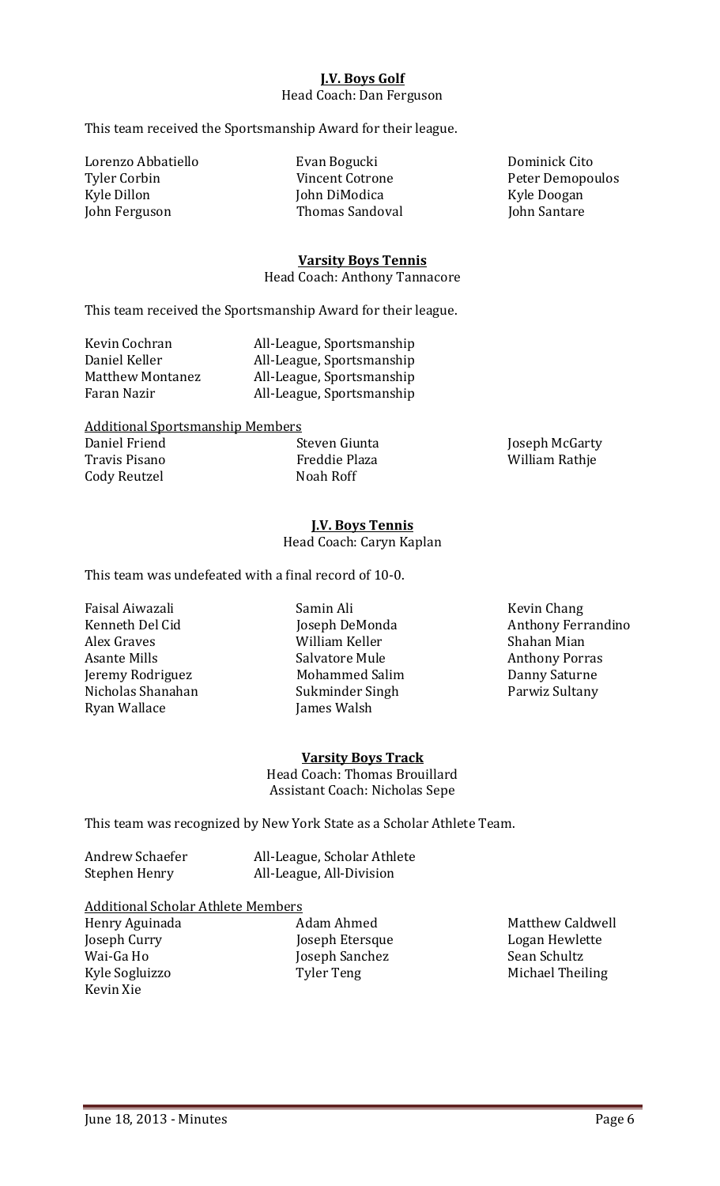**J.V. Boys Golf**

Head Coach: Dan Ferguson

This team received the Sportsmanship Award for their league.

| | | |
|---|---|---|
| Lorenzo Abbatiello | Evan Bogucki | Dominick Cito |
| Tyler Corbin | Vincent Cotrone | Peter Demopoulos |
| Kyle Dillon | John DiModica | Kyle Doogan |
| John Ferguson | Thomas Sandoval | John Santare |

**Varsity Boys Tennis**

Head Coach: Anthony Tannacore

This team received the Sportsmanship Award for their league.

| | |
|---|---|
| Kevin Cochran | All-League, Sportsmanship |
| Daniel Keller | All-League, Sportsmanship |
| Matthew Montanez | All-League, Sportsmanship |
| Faran Nazir | All-League, Sportsmanship |

Additional Sportsmanship Members

| | | |
|---|---|---|
| Daniel Friend | Steven Giunta | Joseph McGarty |
| Travis Pisano | Freddie Plaza | William Rathje |
| Cody Reutzel | Noah Roff | |

**J.V. Boys Tennis**

Head Coach: Caryn Kaplan

This team was undefeated with a final record of 10-0.

| | | |
|---|---|---|
| Faisal Aiwazali | Samin Ali | Kevin Chang |
| Kenneth Del Cid | Joseph DeMonda | Anthony Ferrandino |
| Alex Graves | William Keller | Shahan Mian |
| Asante Mills | Salvatore Mule | Anthony Porras |
| Jeremy Rodriguez | Mohammed Salim | Danny Saturne |
| Nicholas Shanahan | Sukminder Singh | Parwiz Sultany |
| Ryan Wallace | James Walsh | |

**Varsity Boys Track**

Head Coach: Thomas Brouillard

Assistant Coach: Nicholas Sepe

This team was recognized by New York State as a Scholar Athlete Team.

| | |
|---|---|
| Andrew Schaefer | All-League, Scholar Athlete |
| Stephen Henry | All-League, All-Division |

Additional Scholar Athlete Members

| | | |
|---|---|---|
| Henry Aguinada | Adam Ahmed | Matthew Caldwell |
| Joseph Curry | Joseph Etersque | Logan Hewlette |
| Wai-Ga Ho | Joseph Sanchez | Sean Schultz |
| Kyle Sogluizzo | Tyler Teng | Michael Theiling |
| Kevin Xie | | |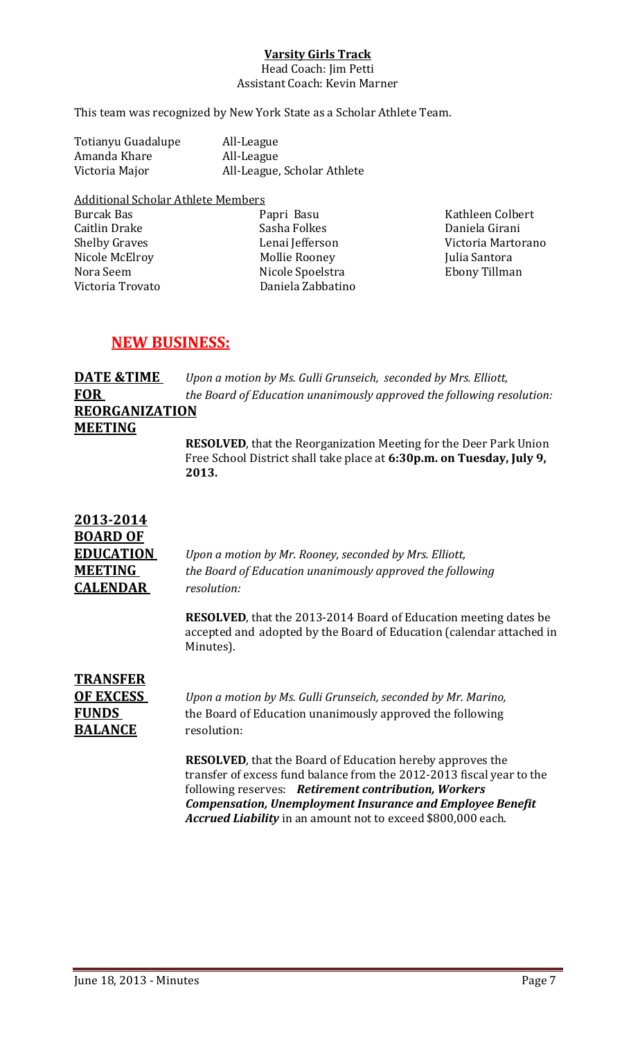**Varsity Girls Track**
Head Coach: Jim Petti
Assistant Coach: Kevin Marner

This team was recognized by New York State as a Scholar Athlete Team.

| | |
|---|---|
| Totianyu Guadalupe | All-League |
| Amanda Khare | All-League |
| Victoria Major | All-League, Scholar Athlete |

Additional Scholar Athlete Members

| | | |
|---|---|---|
| Burcak Bas | Papri Basu | Kathleen Colbert |
| Caitlin Drake | Sasha Folkes | Daniela Girani |
| Shelby Graves | Lenai Jefferson | Victoria Martorano |
| Nicole McElroy | Mollie Rooney | Julia Santora |
| Nora Seem | Nicole Spoelstra | Ebony Tillman |
| Victoria Trovato | Daniela Zabbatino | |

## NEW BUSINESS:

**DATE &TIME FOR REORGANIZATION MEETING**

*Upon a motion by Ms. Gulli Grunseich, seconded by Mrs. Elliott, the Board of Education unanimously approved the following resolution:*

**RESOLVED**, that the Reorganization Meeting for the Deer Park Union Free School District shall take place at **6:30p.m. on Tuesday, July 9, 2013.**

**2013-2014 BOARD OF EDUCATION MEETING CALENDAR**

*Upon a motion by Mr. Rooney, seconded by Mrs. Elliott, the Board of Education unanimously approved the following resolution:*

**RESOLVED**, that the 2013-2014 Board of Education meeting dates be accepted and adopted by the Board of Education (calendar attached in Minutes).

**TRANSFER OF EXCESS FUNDS BALANCE**

*Upon a motion by Ms. Gulli Grunseich, seconded by Mr. Marino,* the Board of Education unanimously approved the following resolution:

**RESOLVED**, that the Board of Education hereby approves the transfer of excess fund balance from the 2012-2013 fiscal year to the following reserves: ***Retirement contribution, Workers Compensation, Unemployment Insurance and Employee Benefit Accrued Liability*** in an amount not to exceed $800,000 each.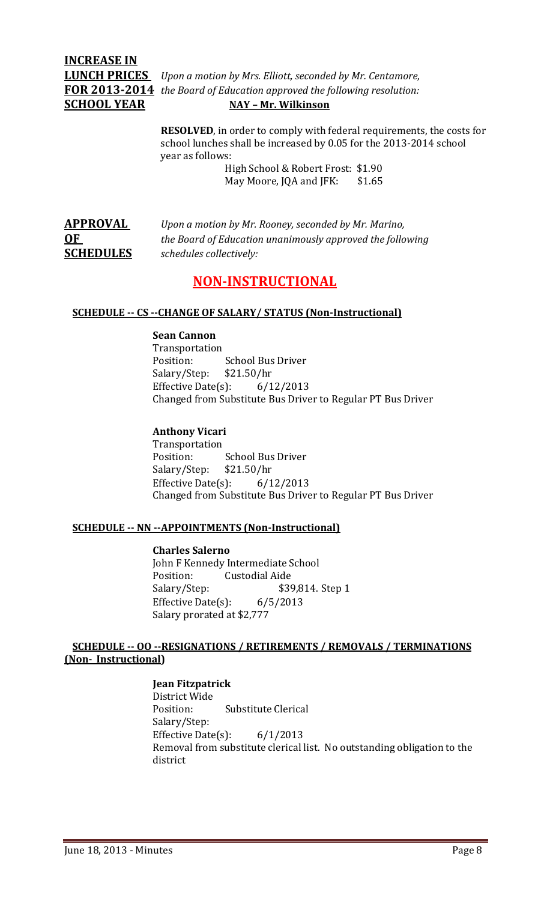**INCREASE IN LUNCH PRICES FOR 2013-2014 SCHOOL YEAR**

*Upon a motion by Mrs. Elliott, seconded by Mr. Centamore, the Board of Education approved the following resolution:*

**NAY – Mr. Wilkinson**

**RESOLVED**, in order to comply with federal requirements, the costs for school lunches shall be increased by 0.05 for the 2013-2014 school year as follows:

High School & Robert Frost: $1.90
May Moore, JQA and JFK: $1.65

**APPROVAL OF SCHEDULES**

*Upon a motion by Mr. Rooney, seconded by Mr. Marino, the Board of Education unanimously approved the following schedules collectively:*

## NON-INSTRUCTIONAL

### SCHEDULE -- CS --CHANGE OF SALARY/ STATUS (Non-Instructional)

**Sean Cannon**
Transportation
Position: School Bus Driver
Salary/Step: $21.50/hr
Effective Date(s): 6/12/2013
Changed from Substitute Bus Driver to Regular PT Bus Driver

**Anthony Vicari**
Transportation
Position: School Bus Driver
Salary/Step: $21.50/hr
Effective Date(s): 6/12/2013
Changed from Substitute Bus Driver to Regular PT Bus Driver

### SCHEDULE -- NN --APPOINTMENTS (Non-Instructional)

**Charles Salerno**
John F Kennedy Intermediate School
Position: Custodial Aide
Salary/Step: $39,814. Step 1
Effective Date(s): 6/5/2013
Salary prorated at $2,777

### SCHEDULE -- OO --RESIGNATIONS / RETIREMENTS / REMOVALS / TERMINATIONS (Non- Instructional)

**Jean Fitzpatrick**
District Wide
Position: Substitute Clerical
Salary/Step:
Effective Date(s): 6/1/2013
Removal from substitute clerical list. No outstanding obligation to the district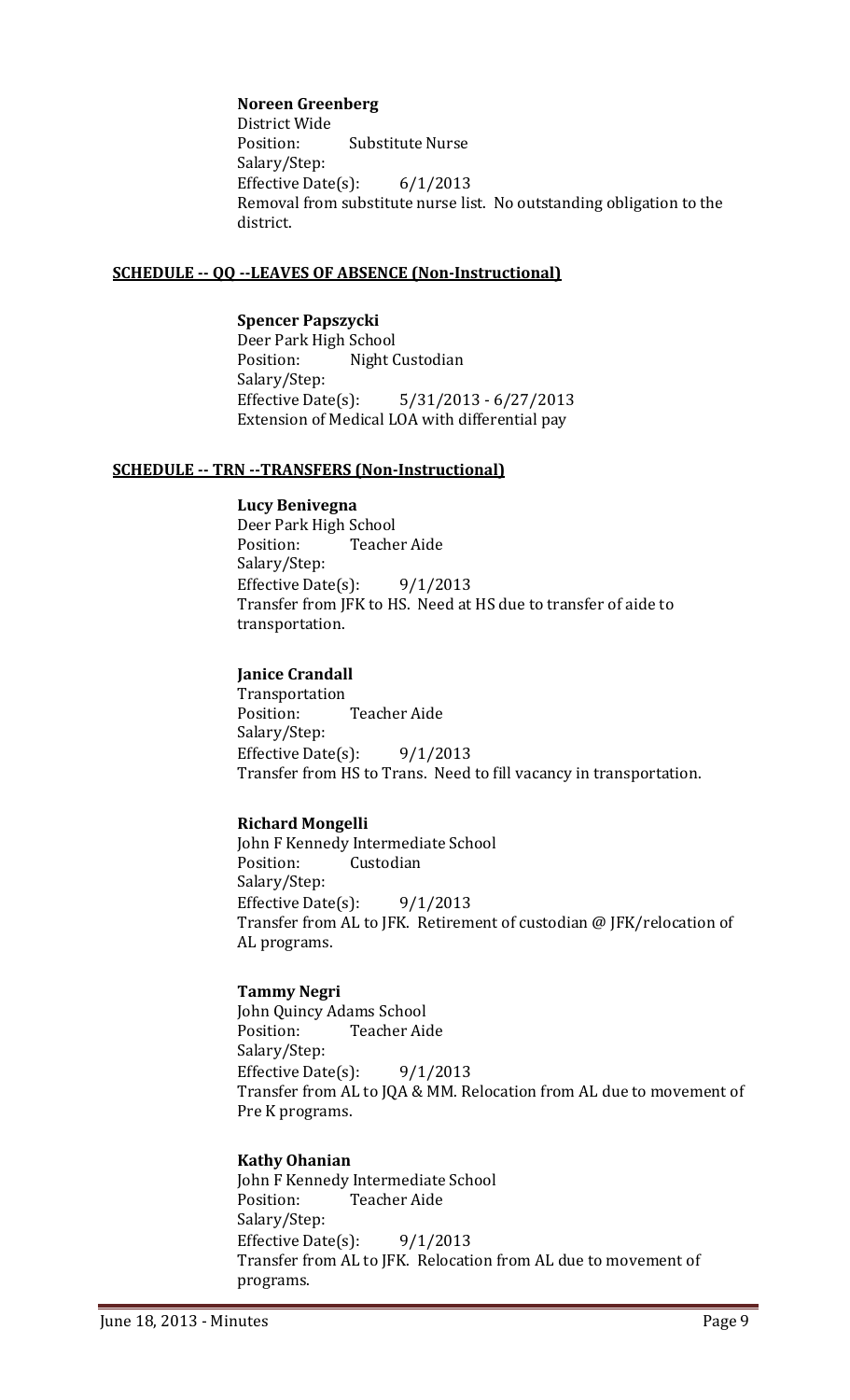**Noreen Greenberg**
District Wide
Position: Substitute Nurse
Salary/Step:
Effective Date(s): 6/1/2013
Removal from substitute nurse list. No outstanding obligation to the district.

**SCHEDULE -- QQ --LEAVES OF ABSENCE (Non-Instructional)**

**Spencer Papszycki**
Deer Park High School
Position: Night Custodian
Salary/Step:
Effective Date(s): 5/31/2013 - 6/27/2013
Extension of Medical LOA with differential pay

**SCHEDULE -- TRN --TRANSFERS (Non-Instructional)**

**Lucy Benivegna**
Deer Park High School
Position: Teacher Aide
Salary/Step:
Effective Date(s): 9/1/2013
Transfer from JFK to HS. Need at HS due to transfer of aide to transportation.

**Janice Crandall**
Transportation
Position: Teacher Aide
Salary/Step:
Effective Date(s): 9/1/2013
Transfer from HS to Trans. Need to fill vacancy in transportation.

**Richard Mongelli**
John F Kennedy Intermediate School
Position: Custodian
Salary/Step:
Effective Date(s): 9/1/2013
Transfer from AL to JFK. Retirement of custodian @ JFK/relocation of AL programs.

**Tammy Negri**
John Quincy Adams School
Position: Teacher Aide
Salary/Step:
Effective Date(s): 9/1/2013
Transfer from AL to JQA & MM. Relocation from AL due to movement of Pre K programs.

**Kathy Ohanian**
John F Kennedy Intermediate School
Position: Teacher Aide
Salary/Step:
Effective Date(s): 9/1/2013
Transfer from AL to JFK. Relocation from AL due to movement of programs.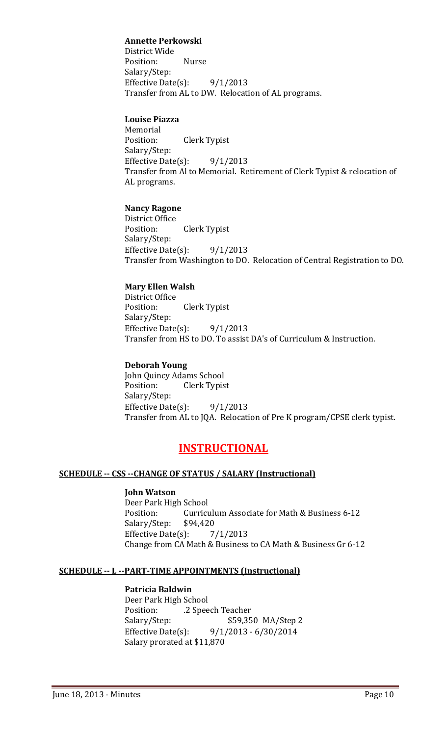**Annette Perkowski**
District Wide
Position: Nurse
Salary/Step:
Effective Date(s): 9/1/2013
Transfer from AL to DW. Relocation of AL programs.

**Louise Piazza**
Memorial
Position: Clerk Typist
Salary/Step:
Effective Date(s): 9/1/2013
Transfer from Al to Memorial. Retirement of Clerk Typist & relocation of AL programs.

**Nancy Ragone**
District Office
Position: Clerk Typist
Salary/Step:
Effective Date(s): 9/1/2013
Transfer from Washington to DO. Relocation of Central Registration to DO.

**Mary Ellen Walsh**
District Office
Position: Clerk Typist
Salary/Step:
Effective Date(s): 9/1/2013
Transfer from HS to DO. To assist DA's of Curriculum & Instruction.

**Deborah Young**
John Quincy Adams School
Position: Clerk Typist
Salary/Step:
Effective Date(s): 9/1/2013
Transfer from AL to JQA. Relocation of Pre K program/CPSE clerk typist.

# INSTRUCTIONAL

**SCHEDULE -- CSS --CHANGE OF STATUS / SALARY (Instructional)**

**John Watson**
Deer Park High School
Position: Curriculum Associate for Math & Business 6-12
Salary/Step: $94,420
Effective Date(s): 7/1/2013
Change from CA Math & Business to CA Math & Business Gr 6-12

**SCHEDULE -- L --PART-TIME APPOINTMENTS (Instructional)**

**Patricia Baldwin**
Deer Park High School
Position: .2 Speech Teacher
Salary/Step: $59,350 MA/Step 2
Effective Date(s): 9/1/2013 - 6/30/2014
Salary prorated at $11,870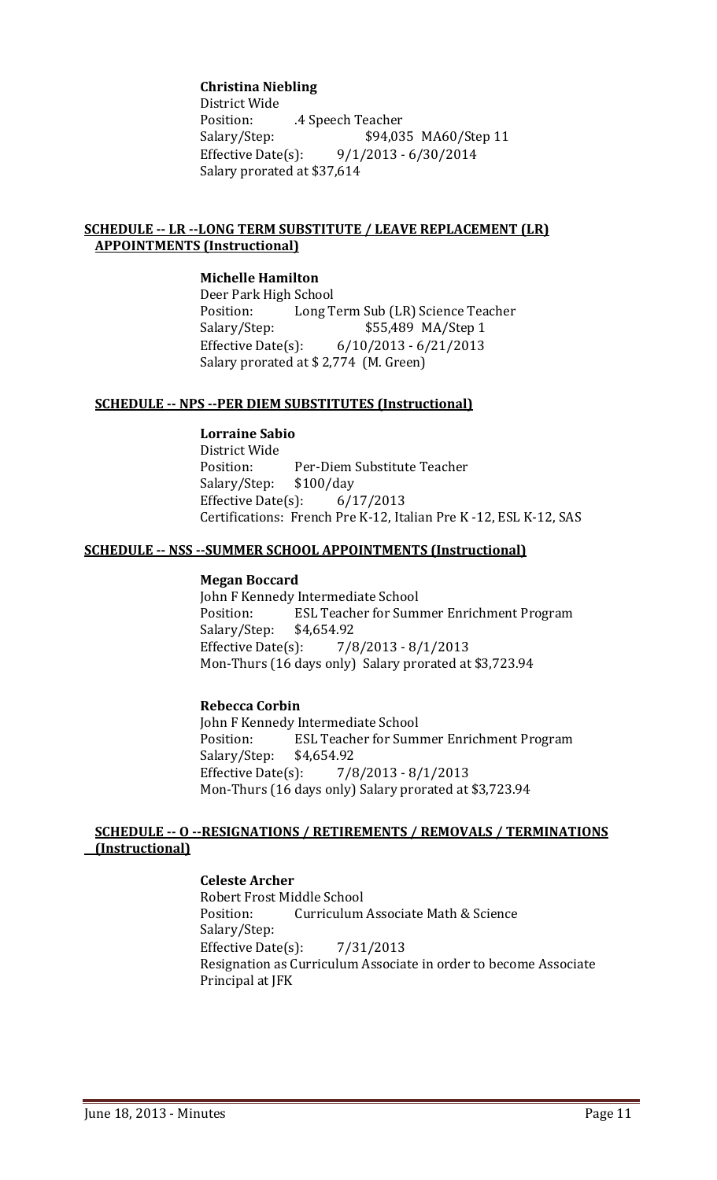**Christina Niebling**
District Wide
Position: .4 Speech Teacher
Salary/Step: $94,035 MA60/Step 11
Effective Date(s): 9/1/2013 - 6/30/2014
Salary prorated at $37,614

**SCHEDULE -- LR --LONG TERM SUBSTITUTE / LEAVE REPLACEMENT (LR) APPOINTMENTS (Instructional)**

**Michelle Hamilton**
Deer Park High School
Position: Long Term Sub (LR) Science Teacher
Salary/Step: $55,489 MA/Step 1
Effective Date(s): 6/10/2013 - 6/21/2013
Salary prorated at $ 2,774 (M. Green)

**SCHEDULE -- NPS --PER DIEM SUBSTITUTES (Instructional)**

**Lorraine Sabio**
District Wide
Position: Per-Diem Substitute Teacher
Salary/Step: $100/day
Effective Date(s): 6/17/2013
Certifications: French Pre K-12, Italian Pre K -12, ESL K-12, SAS

**SCHEDULE -- NSS --SUMMER SCHOOL APPOINTMENTS (Instructional)**

**Megan Boccard**
John F Kennedy Intermediate School
Position: ESL Teacher for Summer Enrichment Program
Salary/Step: $4,654.92
Effective Date(s): 7/8/2013 - 8/1/2013
Mon-Thurs (16 days only) Salary prorated at $3,723.94

**Rebecca Corbin**
John F Kennedy Intermediate School
Position: ESL Teacher for Summer Enrichment Program
Salary/Step: $4,654.92
Effective Date(s): 7/8/2013 - 8/1/2013
Mon-Thurs (16 days only) Salary prorated at $3,723.94

**SCHEDULE -- O --RESIGNATIONS / RETIREMENTS / REMOVALS / TERMINATIONS (Instructional)**

**Celeste Archer**
Robert Frost Middle School
Position: Curriculum Associate Math & Science
Salary/Step:
Effective Date(s): 7/31/2013
Resignation as Curriculum Associate in order to become Associate Principal at JFK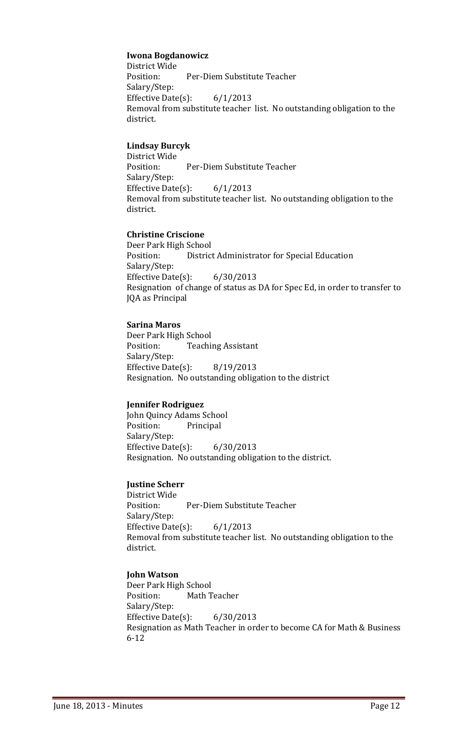**Iwona Bogdanowicz**
District Wide
Position: Per-Diem Substitute Teacher
Salary/Step:
Effective Date(s): 6/1/2013
Removal from substitute teacher list. No outstanding obligation to the district.

**Lindsay Burcyk**
District Wide
Position: Per-Diem Substitute Teacher
Salary/Step:
Effective Date(s): 6/1/2013
Removal from substitute teacher list. No outstanding obligation to the district.

**Christine Criscione**
Deer Park High School
Position: District Administrator for Special Education
Salary/Step:
Effective Date(s): 6/30/2013
Resignation of change of status as DA for Spec Ed, in order to transfer to JQA as Principal

**Sarina Maros**
Deer Park High School
Position: Teaching Assistant
Salary/Step:
Effective Date(s): 8/19/2013
Resignation. No outstanding obligation to the district

**Jennifer Rodriguez**
John Quincy Adams School
Position: Principal
Salary/Step:
Effective Date(s): 6/30/2013
Resignation. No outstanding obligation to the district.

**Justine Scherr**
District Wide
Position: Per-Diem Substitute Teacher
Salary/Step:
Effective Date(s): 6/1/2013
Removal from substitute teacher list. No outstanding obligation to the district.

**John Watson**
Deer Park High School
Position: Math Teacher
Salary/Step:
Effective Date(s): 6/30/2013
Resignation as Math Teacher in order to become CA for Math & Business 6-12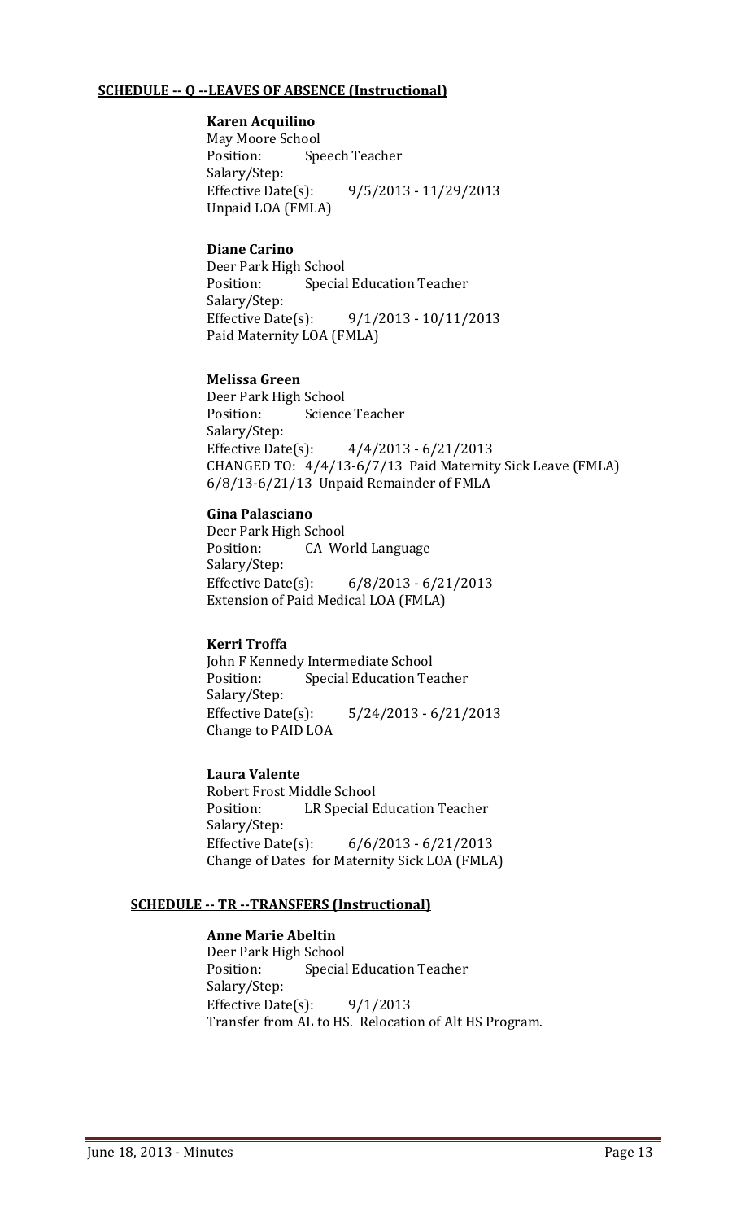**SCHEDULE -- Q --LEAVES OF ABSENCE (Instructional)**

**Karen Acquilino**
May Moore School
Position: Speech Teacher
Salary/Step:
Effective Date(s): 9/5/2013 - 11/29/2013
Unpaid LOA (FMLA)

**Diane Carino**
Deer Park High School
Position: Special Education Teacher
Salary/Step:
Effective Date(s): 9/1/2013 - 10/11/2013
Paid Maternity LOA (FMLA)

**Melissa Green**
Deer Park High School
Position: Science Teacher
Salary/Step:
Effective Date(s): 4/4/2013 - 6/21/2013
CHANGED TO: 4/4/13-6/7/13 Paid Maternity Sick Leave (FMLA)
6/8/13-6/21/13 Unpaid Remainder of FMLA

**Gina Palasciano**
Deer Park High School
Position: CA World Language
Salary/Step:
Effective Date(s): 6/8/2013 - 6/21/2013
Extension of Paid Medical LOA (FMLA)

**Kerri Troffa**
John F Kennedy Intermediate School
Position: Special Education Teacher
Salary/Step:
Effective Date(s): 5/24/2013 - 6/21/2013
Change to PAID LOA

**Laura Valente**
Robert Frost Middle School
Position: LR Special Education Teacher
Salary/Step:
Effective Date(s): 6/6/2013 - 6/21/2013
Change of Dates for Maternity Sick LOA (FMLA)

**SCHEDULE -- TR --TRANSFERS (Instructional)**

**Anne Marie Abeltin**
Deer Park High School
Position: Special Education Teacher
Salary/Step:
Effective Date(s): 9/1/2013
Transfer from AL to HS. Relocation of Alt HS Program.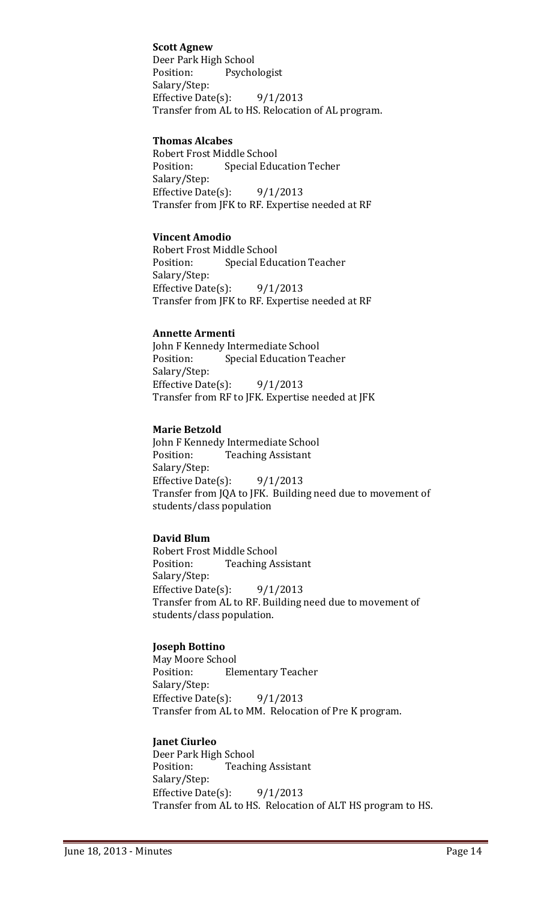**Scott Agnew**
Deer Park High School
Position: Psychologist
Salary/Step:
Effective Date(s): 9/1/2013
Transfer from AL to HS. Relocation of AL program.

**Thomas Alcabes**
Robert Frost Middle School
Position: Special Education Techer
Salary/Step:
Effective Date(s): 9/1/2013
Transfer from JFK to RF. Expertise needed at RF

**Vincent Amodio**
Robert Frost Middle School
Position: Special Education Teacher
Salary/Step:
Effective Date(s): 9/1/2013
Transfer from JFK to RF. Expertise needed at RF

**Annette Armenti**
John F Kennedy Intermediate School
Position: Special Education Teacher
Salary/Step:
Effective Date(s): 9/1/2013
Transfer from RF to JFK. Expertise needed at JFK

**Marie Betzold**
John F Kennedy Intermediate School
Position: Teaching Assistant
Salary/Step:
Effective Date(s): 9/1/2013
Transfer from JQA to JFK. Building need due to movement of students/class population

**David Blum**
Robert Frost Middle School
Position: Teaching Assistant
Salary/Step:
Effective Date(s): 9/1/2013
Transfer from AL to RF. Building need due to movement of students/class population.

**Joseph Bottino**
May Moore School
Position: Elementary Teacher
Salary/Step:
Effective Date(s): 9/1/2013
Transfer from AL to MM. Relocation of Pre K program.

**Janet Ciurleo**
Deer Park High School
Position: Teaching Assistant
Salary/Step:
Effective Date(s): 9/1/2013
Transfer from AL to HS. Relocation of ALT HS program to HS.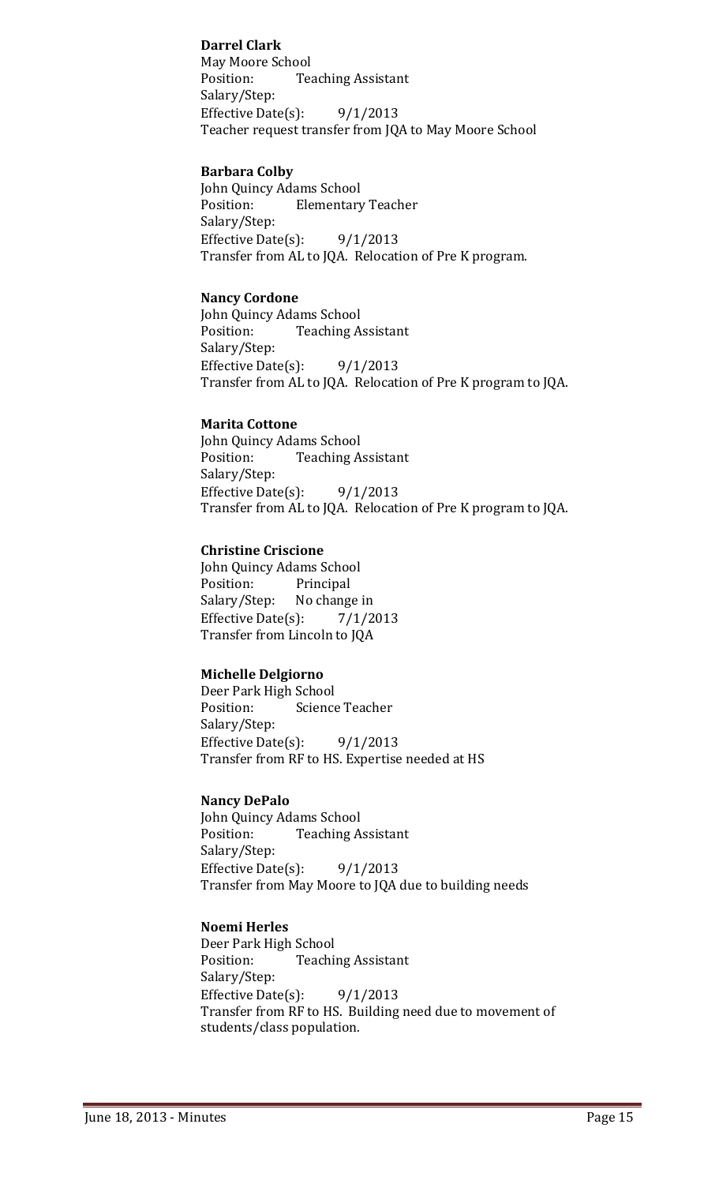**Darrel Clark**
May Moore School
Position: Teaching Assistant
Salary/Step:
Effective Date(s): 9/1/2013
Teacher request transfer from JQA to May Moore School

**Barbara Colby**
John Quincy Adams School
Position: Elementary Teacher
Salary/Step:
Effective Date(s): 9/1/2013
Transfer from AL to JQA. Relocation of Pre K program.

**Nancy Cordone**
John Quincy Adams School
Position: Teaching Assistant
Salary/Step:
Effective Date(s): 9/1/2013
Transfer from AL to JQA. Relocation of Pre K program to JQA.

**Marita Cottone**
John Quincy Adams School
Position: Teaching Assistant
Salary/Step:
Effective Date(s): 9/1/2013
Transfer from AL to JQA. Relocation of Pre K program to JQA.

**Christine Criscione**
John Quincy Adams School
Position: Principal
Salary/Step: No change in
Effective Date(s): 7/1/2013
Transfer from Lincoln to JQA

**Michelle Delgiorno**
Deer Park High School
Position: Science Teacher
Salary/Step:
Effective Date(s): 9/1/2013
Transfer from RF to HS. Expertise needed at HS

**Nancy DePalo**
John Quincy Adams School
Position: Teaching Assistant
Salary/Step:
Effective Date(s): 9/1/2013
Transfer from May Moore to JQA due to building needs

**Noemi Herles**
Deer Park High School
Position: Teaching Assistant
Salary/Step:
Effective Date(s): 9/1/2013
Transfer from RF to HS. Building need due to movement of students/class population.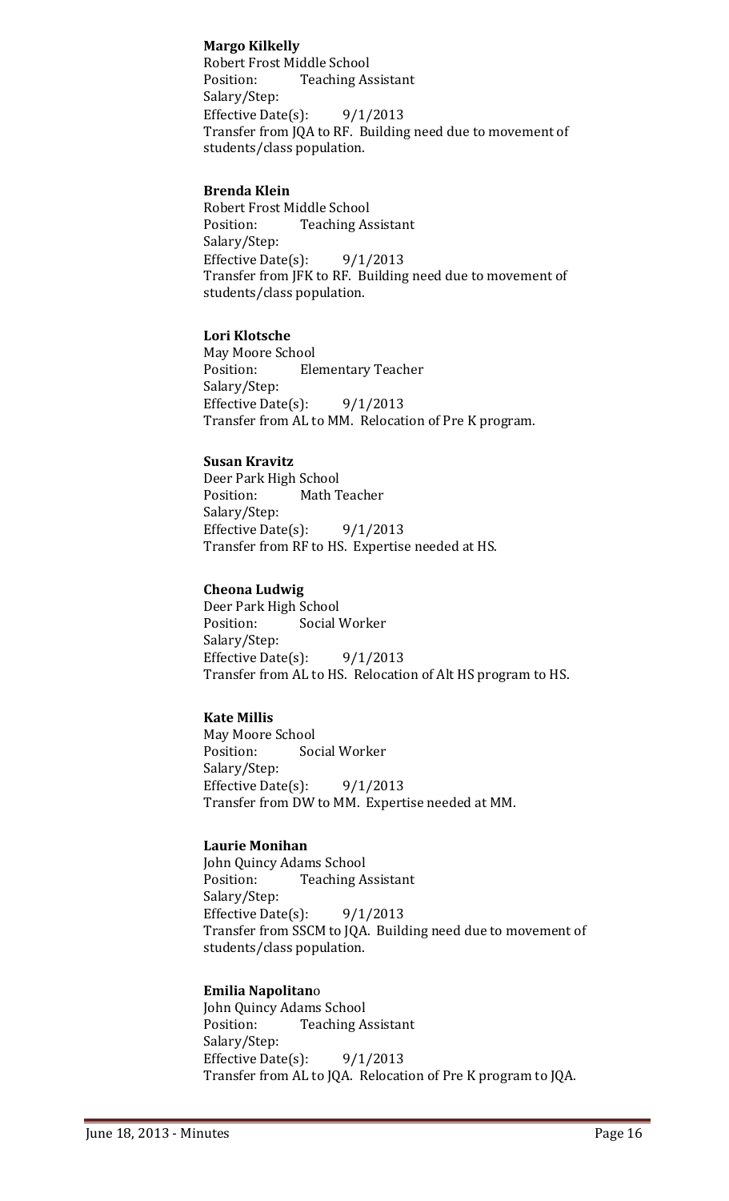**Margo Kilkelly**
Robert Frost Middle School
Position: Teaching Assistant
Salary/Step:
Effective Date(s): 9/1/2013
Transfer from JQA to RF. Building need due to movement of students/class population.

**Brenda Klein**
Robert Frost Middle School
Position: Teaching Assistant
Salary/Step:
Effective Date(s): 9/1/2013
Transfer from JFK to RF. Building need due to movement of students/class population.

**Lori Klotsche**
May Moore School
Position: Elementary Teacher
Salary/Step:
Effective Date(s): 9/1/2013
Transfer from AL to MM. Relocation of Pre K program.

**Susan Kravitz**
Deer Park High School
Position: Math Teacher
Salary/Step:
Effective Date(s): 9/1/2013
Transfer from RF to HS. Expertise needed at HS.

**Cheona Ludwig**
Deer Park High School
Position: Social Worker
Salary/Step:
Effective Date(s): 9/1/2013
Transfer from AL to HS. Relocation of Alt HS program to HS.

**Kate Millis**
May Moore School
Position: Social Worker
Salary/Step:
Effective Date(s): 9/1/2013
Transfer from DW to MM. Expertise needed at MM.

**Laurie Monihan**
John Quincy Adams School
Position: Teaching Assistant
Salary/Step:
Effective Date(s): 9/1/2013
Transfer from SSCM to JQA. Building need due to movement of students/class population.

**Emilia Napolitano**
John Quincy Adams School
Position: Teaching Assistant
Salary/Step:
Effective Date(s): 9/1/2013
Transfer from AL to JQA. Relocation of Pre K program to JQA.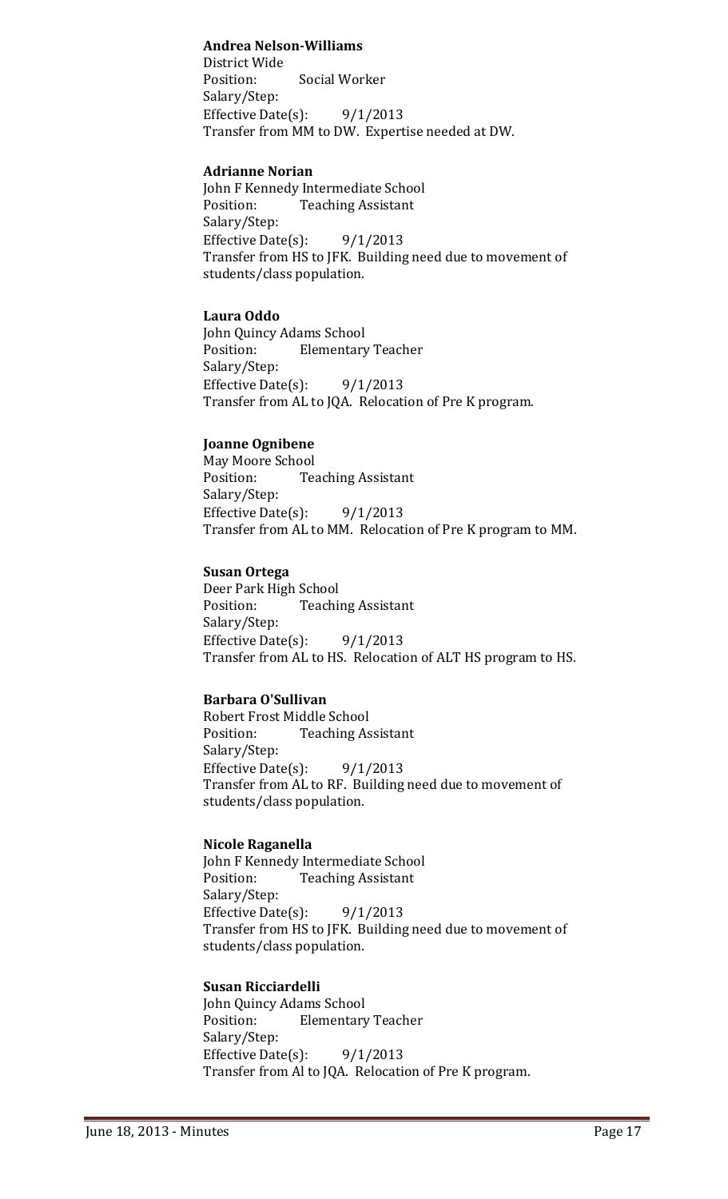**Andrea Nelson-Williams**
District Wide
Position: Social Worker
Salary/Step:
Effective Date(s): 9/1/2013
Transfer from MM to DW. Expertise needed at DW.

**Adrianne Norian**
John F Kennedy Intermediate School
Position: Teaching Assistant
Salary/Step:
Effective Date(s): 9/1/2013
Transfer from HS to JFK. Building need due to movement of students/class population.

**Laura Oddo**
John Quincy Adams School
Position: Elementary Teacher
Salary/Step:
Effective Date(s): 9/1/2013
Transfer from AL to JQA. Relocation of Pre K program.

**Joanne Ognibene**
May Moore School
Position: Teaching Assistant
Salary/Step:
Effective Date(s): 9/1/2013
Transfer from AL to MM. Relocation of Pre K program to MM.

**Susan Ortega**
Deer Park High School
Position: Teaching Assistant
Salary/Step:
Effective Date(s): 9/1/2013
Transfer from AL to HS. Relocation of ALT HS program to HS.

**Barbara O'Sullivan**
Robert Frost Middle School
Position: Teaching Assistant
Salary/Step:
Effective Date(s): 9/1/2013
Transfer from AL to RF. Building need due to movement of students/class population.

**Nicole Raganella**
John F Kennedy Intermediate School
Position: Teaching Assistant
Salary/Step:
Effective Date(s): 9/1/2013
Transfer from HS to JFK. Building need due to movement of students/class population.

**Susan Ricciardelli**
John Quincy Adams School
Position: Elementary Teacher
Salary/Step:
Effective Date(s): 9/1/2013
Transfer from Al to JQA. Relocation of Pre K program.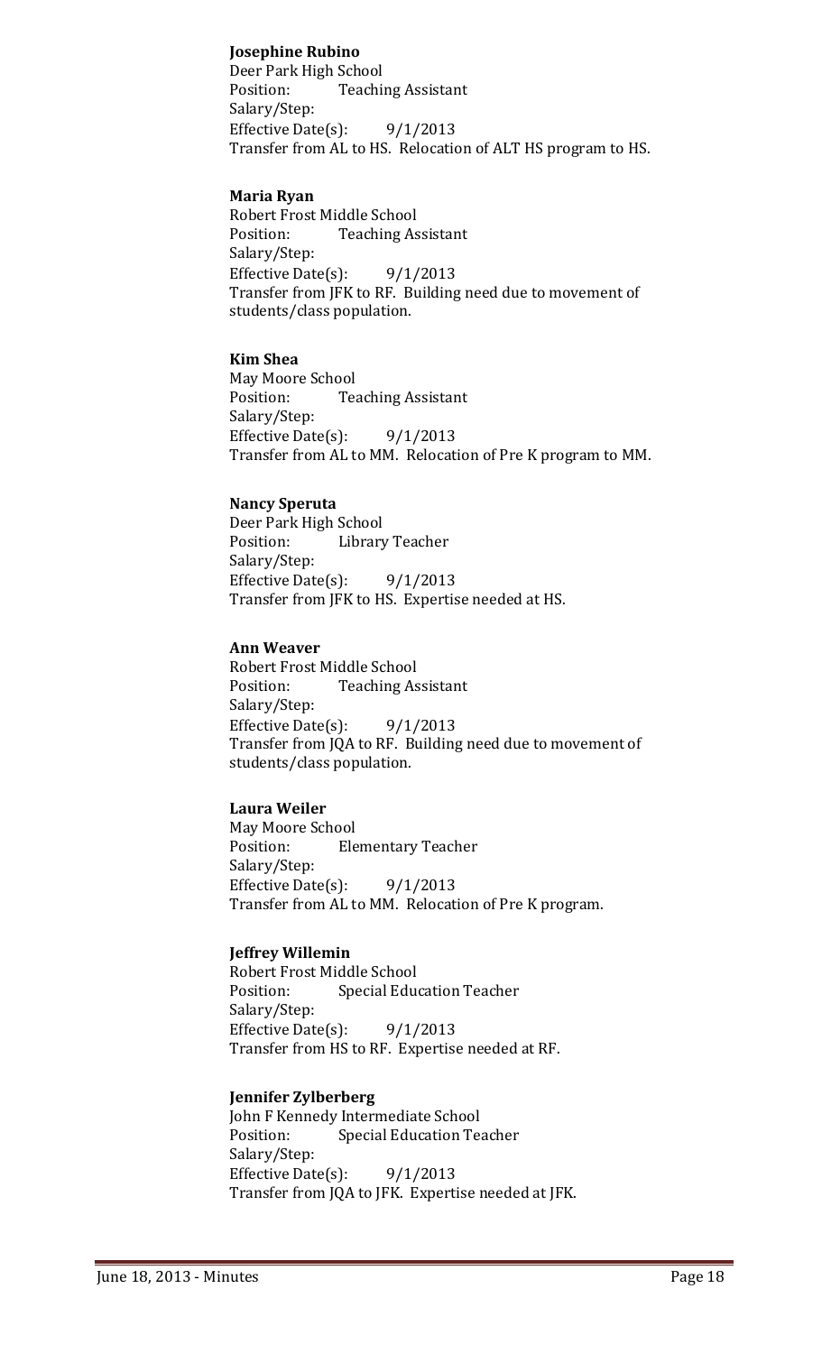**Josephine Rubino**
Deer Park High School
Position: Teaching Assistant
Salary/Step:
Effective Date(s): 9/1/2013
Transfer from AL to HS. Relocation of ALT HS program to HS.

**Maria Ryan**
Robert Frost Middle School
Position: Teaching Assistant
Salary/Step:
Effective Date(s): 9/1/2013
Transfer from JFK to RF. Building need due to movement of students/class population.

**Kim Shea**
May Moore School
Position: Teaching Assistant
Salary/Step:
Effective Date(s): 9/1/2013
Transfer from AL to MM. Relocation of Pre K program to MM.

**Nancy Speruta**
Deer Park High School
Position: Library Teacher
Salary/Step:
Effective Date(s): 9/1/2013
Transfer from JFK to HS. Expertise needed at HS.

**Ann Weaver**
Robert Frost Middle School
Position: Teaching Assistant
Salary/Step:
Effective Date(s): 9/1/2013
Transfer from JQA to RF. Building need due to movement of students/class population.

**Laura Weiler**
May Moore School
Position: Elementary Teacher
Salary/Step:
Effective Date(s): 9/1/2013
Transfer from AL to MM. Relocation of Pre K program.

**Jeffrey Willemin**
Robert Frost Middle School
Position: Special Education Teacher
Salary/Step:
Effective Date(s): 9/1/2013
Transfer from HS to RF. Expertise needed at RF.

**Jennifer Zylberberg**
John F Kennedy Intermediate School
Position: Special Education Teacher
Salary/Step:
Effective Date(s): 9/1/2013
Transfer from JQA to JFK. Expertise needed at JFK.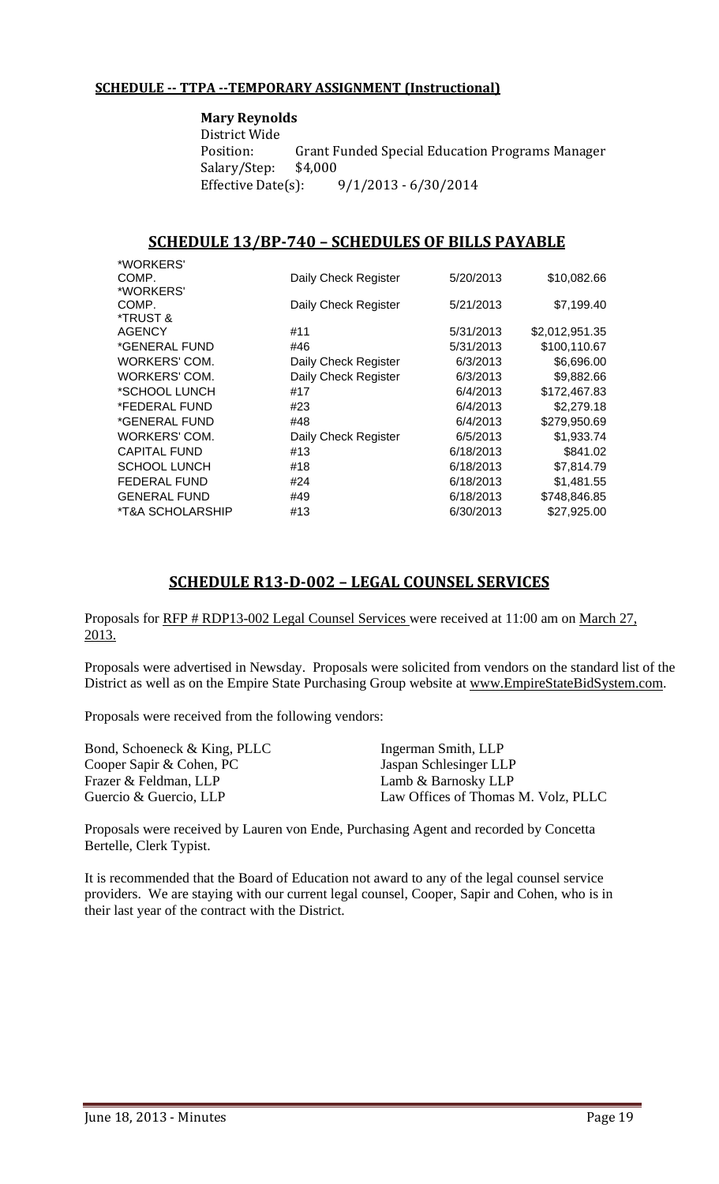### SCHEDULE -- TTPA --TEMPORARY ASSIGNMENT (Instructional)

**Mary Reynolds**
District Wide
Position: Grant Funded Special Education Programs Manager
Salary/Step: $4,000
Effective Date(s): 9/1/2013 - 6/30/2014

## SCHEDULE 13/BP-740 – SCHEDULES OF BILLS PAYABLE

| | | | |
|---|---|---|---|
| *WORKERS' COMP. | Daily Check Register | 5/20/2013 | $10,082.66 |
| *WORKERS' COMP. | Daily Check Register | 5/21/2013 | $7,199.40 |
| *TRUST & AGENCY | #11 | 5/31/2013 | $2,012,951.35 |
| *GENERAL FUND | #46 | 5/31/2013 | $100,110.67 |
| WORKERS' COM. | Daily Check Register | 6/3/2013 | $6,696.00 |
| WORKERS' COM. | Daily Check Register | 6/3/2013 | $9,882.66 |
| *SCHOOL LUNCH | #17 | 6/4/2013 | $172,467.83 |
| *FEDERAL FUND | #23 | 6/4/2013 | $2,279.18 |
| *GENERAL FUND | #48 | 6/4/2013 | $279,950.69 |
| WORKERS' COM. | Daily Check Register | 6/5/2013 | $1,933.74 |
| CAPITAL FUND | #13 | 6/18/2013 | $841.02 |
| SCHOOL LUNCH | #18 | 6/18/2013 | $7,814.79 |
| FEDERAL FUND | #24 | 6/18/2013 | $1,481.55 |
| GENERAL FUND | #49 | 6/18/2013 | $748,846.85 |
| *T&A SCHOLARSHIP | #13 | 6/30/2013 | $27,925.00 |

## SCHEDULE R13-D-002 – LEGAL COUNSEL SERVICES

Proposals for RFP # RDP13-002 Legal Counsel Services were received at 11:00 am on March 27, 2013.

Proposals were advertised in Newsday. Proposals were solicited from vendors on the standard list of the District as well as on the Empire State Purchasing Group website at www.EmpireStateBidSystem.com.

Proposals were received from the following vendors:

| | |
|---|---|
| Bond, Schoeneck & King, PLLC | Ingerman Smith, LLP |
| Cooper Sapir & Cohen, PC | Jaspan Schlesinger LLP |
| Frazer & Feldman, LLP | Lamb & Barnosky LLP |
| Guercio & Guercio, LLP | Law Offices of Thomas M. Volz, PLLC |

Proposals were received by Lauren von Ende, Purchasing Agent and recorded by Concetta Bertelle, Clerk Typist.

It is recommended that the Board of Education not award to any of the legal counsel service providers. We are staying with our current legal counsel, Cooper, Sapir and Cohen, who is in their last year of the contract with the District.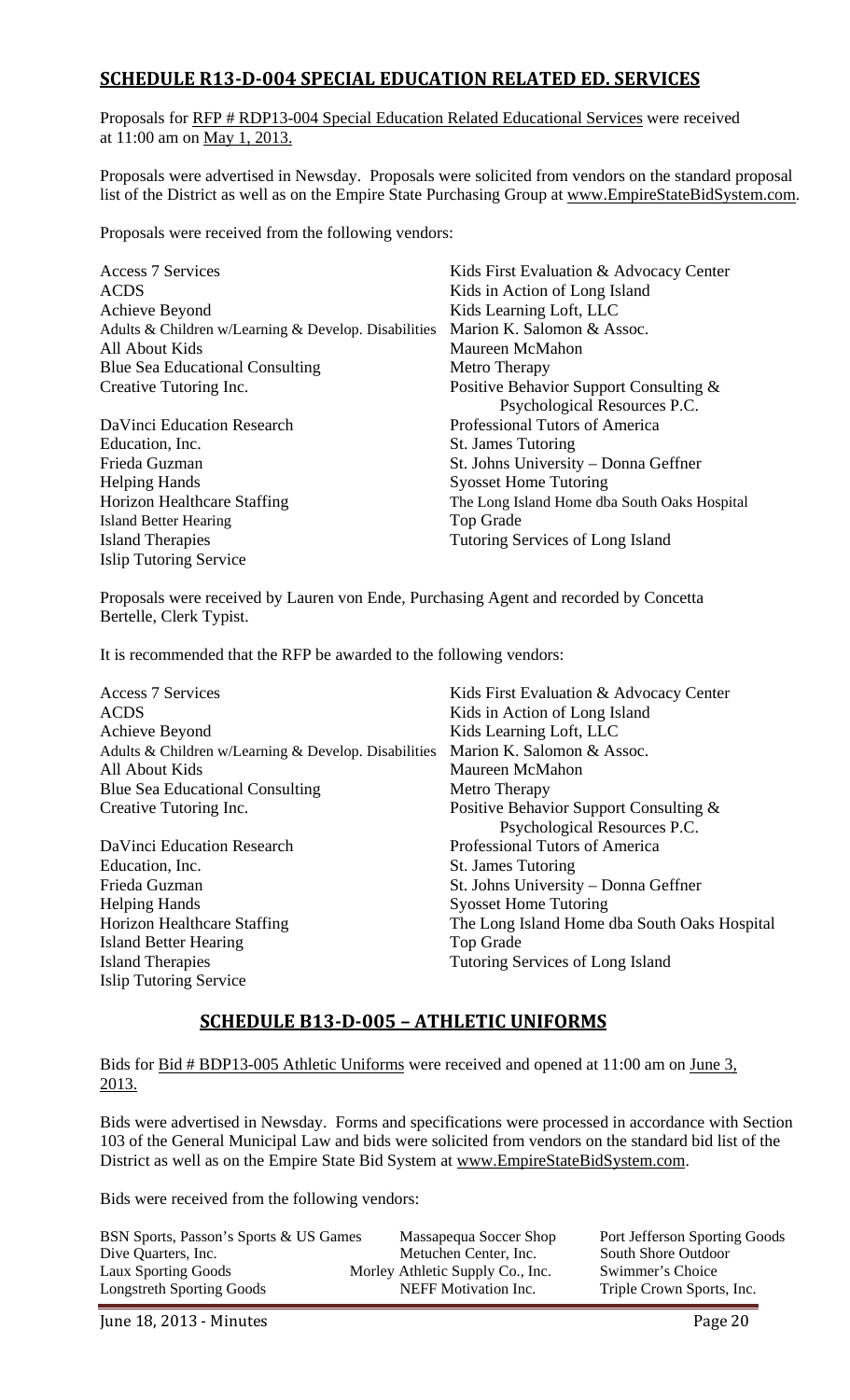## SCHEDULE R13-D-004 SPECIAL EDUCATION RELATED ED. SERVICES

Proposals for RFP # RDP13-004 Special Education Related Educational Services were received at 11:00 am on May 1, 2013.

Proposals were advertised in Newsday. Proposals were solicited from vendors on the standard proposal list of the District as well as on the Empire State Purchasing Group at www.EmpireStateBidSystem.com.

Proposals were received from the following vendors:

| | |
|---|---|
| Access 7 Services | Kids First Evaluation & Advocacy Center |
| ACDS | Kids in Action of Long Island |
| Achieve Beyond | Kids Learning Loft, LLC |
| Adults & Children w/Learning & Develop. Disabilities | Marion K. Salomon & Assoc. |
| All About Kids | Maureen McMahon |
| Blue Sea Educational Consulting | Metro Therapy |
| Creative Tutoring Inc. | Positive Behavior Support Consulting & Psychological Resources P.C. |
| DaVinci Education Research | Professional Tutors of America |
| Education, Inc. | St. James Tutoring |
| Frieda Guzman | St. Johns University – Donna Geffner |
| Helping Hands | Syosset Home Tutoring |
| Horizon Healthcare Staffing | The Long Island Home dba South Oaks Hospital |
| Island Better Hearing | Top Grade |
| Island Therapies | Tutoring Services of Long Island |
| Islip Tutoring Service | |

Proposals were received by Lauren von Ende, Purchasing Agent and recorded by Concetta Bertelle, Clerk Typist.

It is recommended that the RFP be awarded to the following vendors:

| | |
|---|---|
| Access 7 Services | Kids First Evaluation & Advocacy Center |
| ACDS | Kids in Action of Long Island |
| Achieve Beyond | Kids Learning Loft, LLC |
| Adults & Children w/Learning & Develop. Disabilities | Marion K. Salomon & Assoc. |
| All About Kids | Maureen McMahon |
| Blue Sea Educational Consulting | Metro Therapy |
| Creative Tutoring Inc. | Positive Behavior Support Consulting & Psychological Resources P.C. |
| DaVinci Education Research | Professional Tutors of America |
| Education, Inc. | St. James Tutoring |
| Frieda Guzman | St. Johns University – Donna Geffner |
| Helping Hands | Syosset Home Tutoring |
| Horizon Healthcare Staffing | The Long Island Home dba South Oaks Hospital |
| Island Better Hearing | Top Grade |
| Island Therapies | Tutoring Services of Long Island |
| Islip Tutoring Service | |

## SCHEDULE B13-D-005 – ATHLETIC UNIFORMS

Bids for Bid # BDP13-005 Athletic Uniforms were received and opened at 11:00 am on June 3, 2013.

Bids were advertised in Newsday. Forms and specifications were processed in accordance with Section 103 of the General Municipal Law and bids were solicited from vendors on the standard bid list of the District as well as on the Empire State Bid System at www.EmpireStateBidSystem.com.

Bids were received from the following vendors:

| | | |
|---|---|---|
| BSN Sports, Passon's Sports & US Games | Massapequa Soccer Shop | Port Jefferson Sporting Goods |
| Dive Quarters, Inc. | Metuchen Center, Inc. | South Shore Outdoor |
| Laux Sporting Goods | Morley Athletic Supply Co., Inc. | Swimmer's Choice |
| Longstreth Sporting Goods | NEFF Motivation Inc. | Triple Crown Sports, Inc. |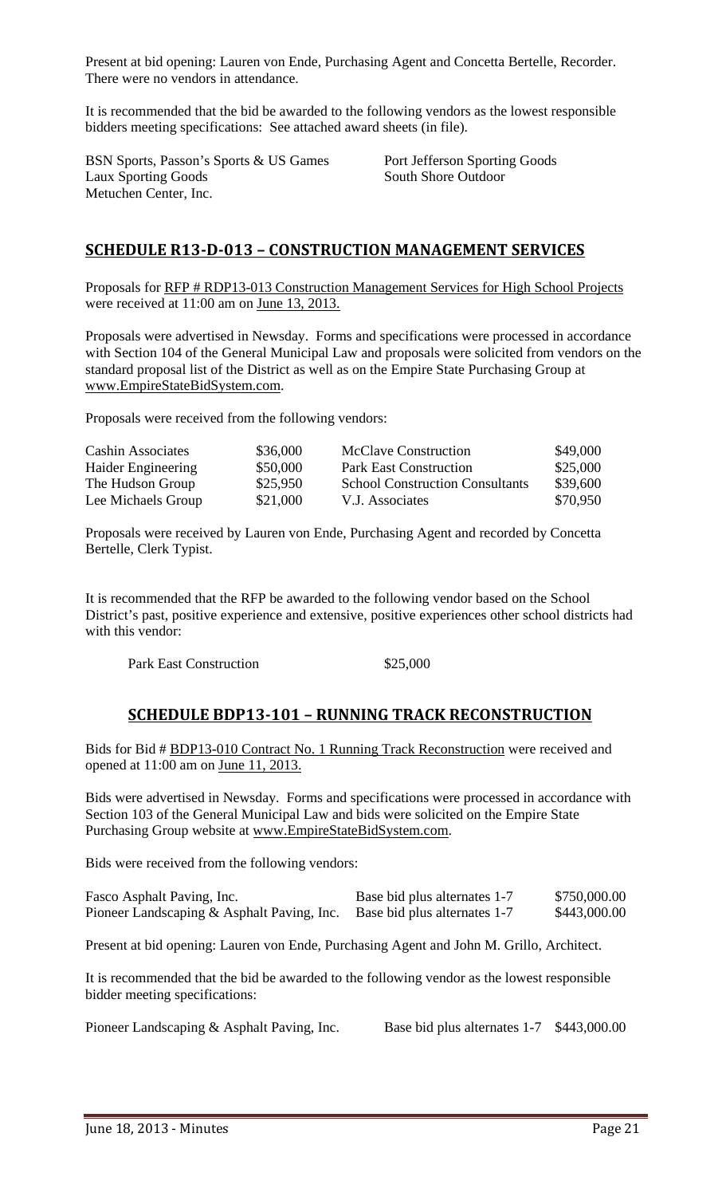Present at bid opening: Lauren von Ende, Purchasing Agent and Concetta Bertelle, Recorder. There were no vendors in attendance.

It is recommended that the bid be awarded to the following vendors as the lowest responsible bidders meeting specifications: See attached award sheets (in file).

| | |
|---|---|
| BSN Sports, Passon's Sports & US Games | Port Jefferson Sporting Goods |
| Laux Sporting Goods | South Shore Outdoor |
| Metuchen Center, Inc. | |

## SCHEDULE R13-D-013 – CONSTRUCTION MANAGEMENT SERVICES

Proposals for RFP # RDP13-013 Construction Management Services for High School Projects were received at 11:00 am on June 13, 2013.

Proposals were advertised in Newsday. Forms and specifications were processed in accordance with Section 104 of the General Municipal Law and proposals were solicited from vendors on the standard proposal list of the District as well as on the Empire State Purchasing Group at www.EmpireStateBidSystem.com.

Proposals were received from the following vendors:

| | | | |
|---|---|---|---|
| Cashin Associates | $36,000 | McClave Construction | $49,000 |
| Haider Engineering | $50,000 | Park East Construction | $25,000 |
| The Hudson Group | $25,950 | School Construction Consultants | $39,600 |
| Lee Michaels Group | $21,000 | V.J. Associates | $70,950 |

Proposals were received by Lauren von Ende, Purchasing Agent and recorded by Concetta Bertelle, Clerk Typist.

It is recommended that the RFP be awarded to the following vendor based on the School District's past, positive experience and extensive, positive experiences other school districts had with this vendor:

| | |
|---|---|
| Park East Construction | $25,000 |

## SCHEDULE BDP13-101 – RUNNING TRACK RECONSTRUCTION

Bids for Bid # BDP13-010 Contract No. 1 Running Track Reconstruction were received and opened at 11:00 am on June 11, 2013.

Bids were advertised in Newsday. Forms and specifications were processed in accordance with Section 103 of the General Municipal Law and bids were solicited on the Empire State Purchasing Group website at www.EmpireStateBidSystem.com.

Bids were received from the following vendors:

| | | |
|---|---|---|
| Fasco Asphalt Paving, Inc. | Base bid plus alternates 1-7 | $750,000.00 |
| Pioneer Landscaping & Asphalt Paving, Inc. | Base bid plus alternates 1-7 | $443,000.00 |

Present at bid opening: Lauren von Ende, Purchasing Agent and John M. Grillo, Architect.

It is recommended that the bid be awarded to the following vendor as the lowest responsible bidder meeting specifications:

| | | |
|---|---|---|
| Pioneer Landscaping & Asphalt Paving, Inc. | Base bid plus alternates 1-7 | $443,000.00 |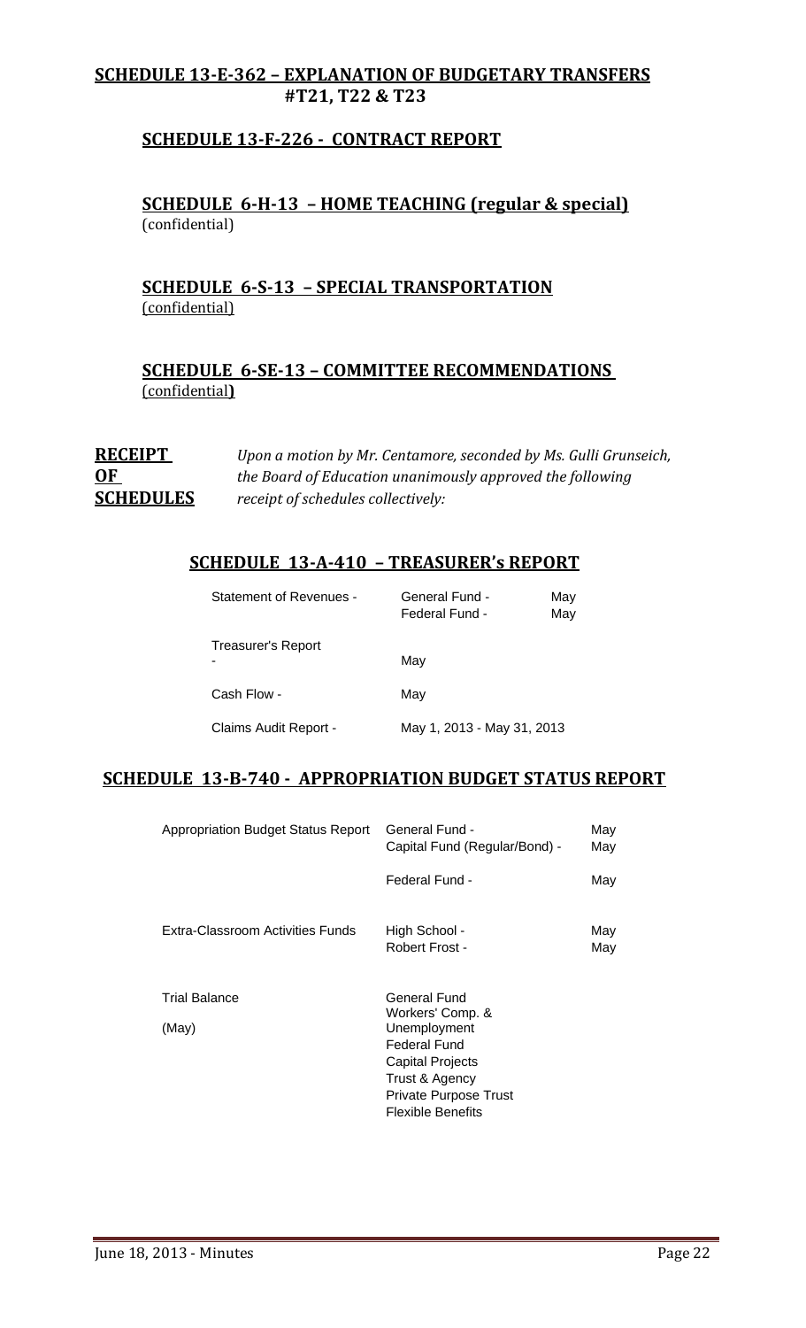## SCHEDULE 13-E-362 – EXPLANATION OF BUDGETARY TRANSFERS #T21, T22 & T23

## SCHEDULE 13-F-226 - CONTRACT REPORT

## SCHEDULE 6-H-13 – HOME TEACHING (regular & special)
(confidential)

## SCHEDULE 6-S-13 – SPECIAL TRANSPORTATION
(confidential)

## SCHEDULE 6-SE-13 – COMMITTEE RECOMMENDATIONS
(confidential)

**RECEIPT OF SCHEDULES** *Upon a motion by Mr. Centamore, seconded by Ms. Gulli Grunseich, the Board of Education unanimously approved the following receipt of schedules collectively:*

## SCHEDULE 13-A-410 – TREASURER's REPORT

| | | |
|---|---|---|
| Statement of Revenues - | General Fund - | May |
| | Federal Fund - | May |
| Treasurer's Report - | May | |
| Cash Flow - | May | |
| Claims Audit Report - | May 1, 2013 - May 31, 2013 | |

## SCHEDULE 13-B-740 - APPROPRIATION BUDGET STATUS REPORT

| | | |
|---|---|---|
| Appropriation Budget Status Report | General Fund - | May |
| | Capital Fund (Regular/Bond) - | May |
| | Federal Fund - | May |
| Extra-Classroom Activities Funds | High School - | May |
| | Robert Frost - | May |
| Trial Balance | General Fund | |
| (May) | Workers' Comp. & Unemployment | |
| | Federal Fund | |
| | Capital Projects | |
| | Trust & Agency | |
| | Private Purpose Trust | |
| | Flexible Benefits | |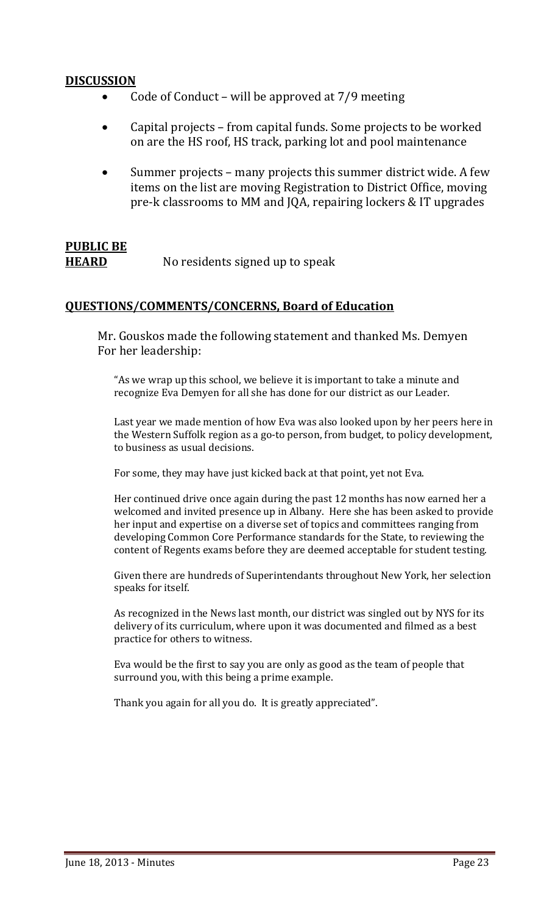**DISCUSSION**

- Code of Conduct – will be approved at 7/9 meeting
- Capital projects – from capital funds. Some projects to be worked on are the HS roof, HS track, parking lot and pool maintenance
- Summer projects – many projects this summer district wide. A few items on the list are moving Registration to District Office, moving pre-k classrooms to MM and JQA, repairing lockers & IT upgrades

**PUBLIC BE HEARD** No residents signed up to speak

**QUESTIONS/COMMENTS/CONCERNS, Board of Education**

Mr. Gouskos made the following statement and thanked Ms. Demyen For her leadership:

"As we wrap up this school, we believe it is important to take a minute and recognize Eva Demyen for all she has done for our district as our Leader.

Last year we made mention of how Eva was also looked upon by her peers here in the Western Suffolk region as a go-to person, from budget, to policy development, to business as usual decisions.

For some, they may have just kicked back at that point, yet not Eva.

Her continued drive once again during the past 12 months has now earned her a welcomed and invited presence up in Albany. Here she has been asked to provide her input and expertise on a diverse set of topics and committees ranging from developing Common Core Performance standards for the State, to reviewing the content of Regents exams before they are deemed acceptable for student testing.

Given there are hundreds of Superintendants throughout New York, her selection speaks for itself.

As recognized in the News last month, our district was singled out by NYS for its delivery of its curriculum, where upon it was documented and filmed as a best practice for others to witness.

Eva would be the first to say you are only as good as the team of people that surround you, with this being a prime example.

Thank you again for all you do. It is greatly appreciated".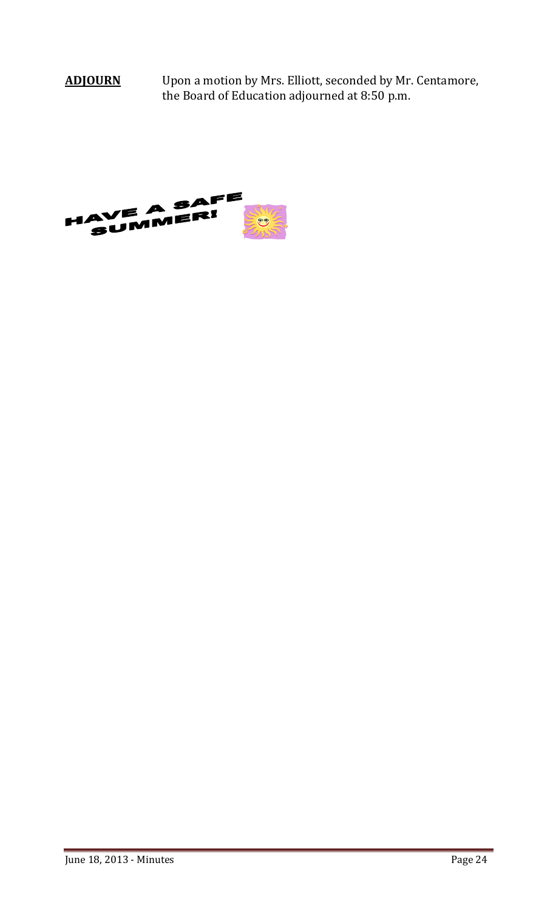**ADJOURN** Upon a motion by Mrs. Elliott, seconded by Mr. Centamore, the Board of Education adjourned at 8:50 p.m.

HAVE A SAFE SUMMER!